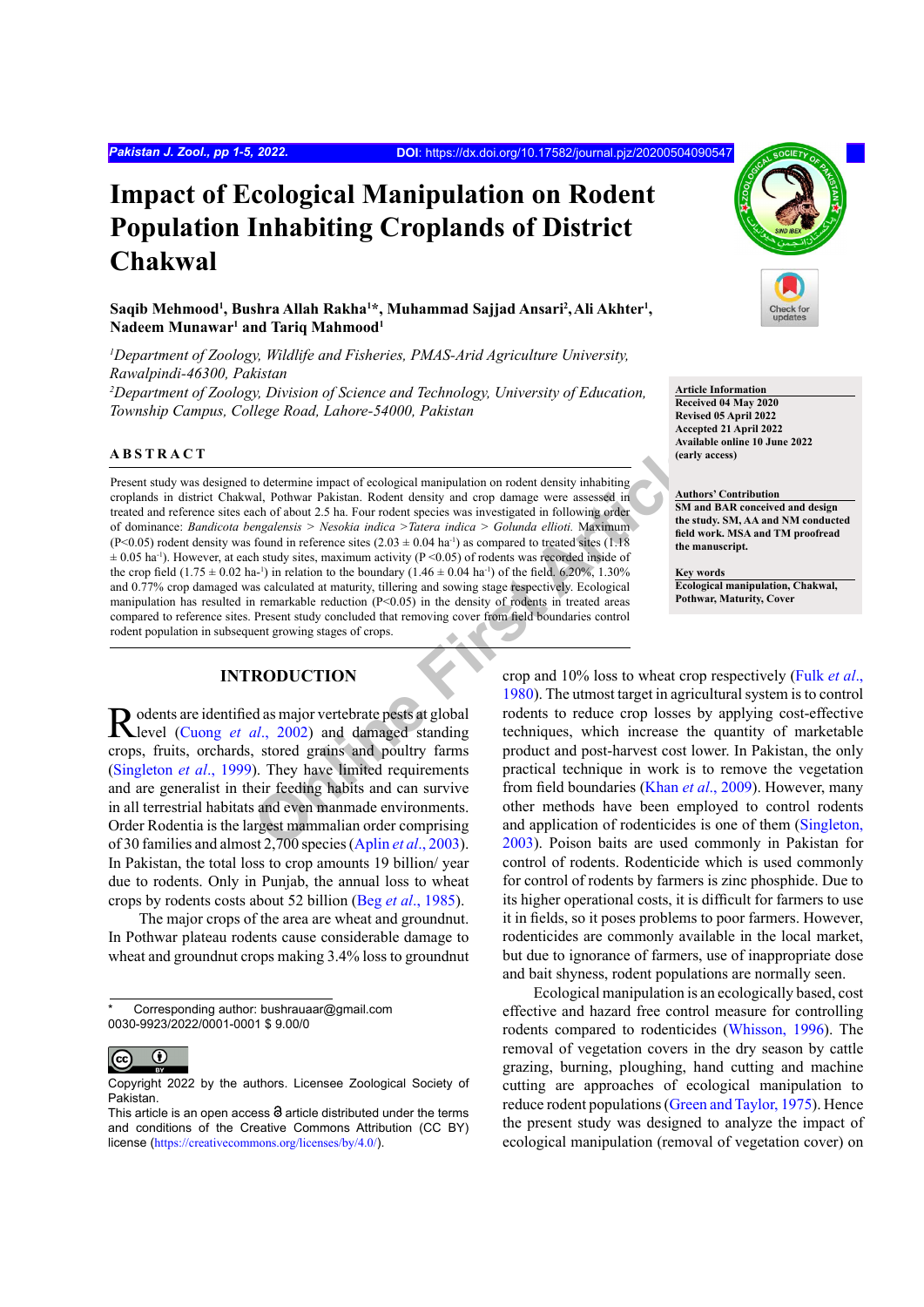# Impact of Ecological Manipulation on Rodent Population Inhabiting Croplands of District Chakwal

**Saqib Mehmood[1], Bushra Allah Rakha[1]\*, Muhammad Sajjad Ansari[2], Ali Akhter[1], Nadeem Munawar[1] and Tariq Mahmood[1]**

[1]*Department of Zoology, Wildlife and Fisheries, PMAS-Arid Agriculture University, Rawalpindi-46300, Pakistan*

[2]*Department of Zoology, Division of Science and Technology, University of Education, Township Campus, College Road, Lahore-54000, Pakistan*

**Article Information**
Received 04 May 2020
Revised 05 April 2022
Accepted 21 April 2022
Available online 10 June 2022
(early access)

**Authors' Contribution**
SM and BAR conceived and design the study. SM, AA and NM conducted field work. MSA and TM proofread the manuscript.

**Key words**
Ecological manipulation, Chakwal, Pothwar, Maturity, Cover

## ABSTRACT

Present study was designed to determine impact of ecological manipulation on rodent density inhabiting croplands in district Chakwal, Pothwar Pakistan. Rodent density and crop damage were assessed in treated and reference sites each of about 2.5 ha. Four rodent species was investigated in following order of dominance: *Bandicota bengalensis* > *Nesokia indica* >*Tatera indica* > *Golunda ellioti.* Maximum ($P<0.05$) rodent density was found in reference sites ($2.03 \pm 0.04$ ha$^{-1}$) as compared to treated sites ($1.18 \pm 0.05$ ha$^{-1}$). However, at each study sites, maximum activity ($P<0.05$) of rodents was recorded inside of the crop field ($1.75 \pm 0.02$ ha$^{-1}$) in relation to the boundary ($1.46 \pm 0.04$ ha$^{-1}$) of the field. 6.20%, 1.30% and 0.77% crop damaged was calculated at maturity, tillering and sowing stage respectively. Ecological manipulation has resulted in remarkable reduction ($P<0.05$) in the density of rodents in treated areas compared to reference sites. Present study concluded that removing cover from field boundaries control rodent population in subsequent growing stages of crops.

## INTRODUCTION

Rodents are identified as major vertebrate pests at global level (Cuong *et al*., 2002) and damaged standing crops, fruits, orchards, stored grains and poultry farms (Singleton *et al*., 1999). They have limited requirements and are generalist in their feeding habits and can survive in all terrestrial habitats and even manmade environments. Order Rodentia is the largest mammalian order comprising of 30 families and almost 2,700 species (Aplin *et al*., 2003). In Pakistan, the total loss to crop amounts 19 billion/ year due to rodents. Only in Punjab, the annual loss to wheat crops by rodents costs about 52 billion (Beg *et al*., 1985).

The major crops of the area are wheat and groundnut. In Pothwar plateau rodents cause considerable damage to wheat and groundnut crops making 3.4% loss to groundnut crop and 10% loss to wheat crop respectively (Fulk *et al*., 1980). The utmost target in agricultural system is to control rodents to reduce crop losses by applying cost-effective techniques, which increase the quantity of marketable product and post-harvest cost lower. In Pakistan, the only practical technique in work is to remove the vegetation from field boundaries (Khan *et al*., 2009). However, many other methods have been employed to control rodents and application of rodenticides is one of them (Singleton, 2003). Poison baits are used commonly in Pakistan for control of rodents. Rodenticide which is used commonly for control of rodents by farmers is zinc phosphide. Due to its higher operational costs, it is difficult for farmers to use it in fields, so it poses problems to poor farmers. However, rodenticides are commonly available in the local market, but due to ignorance of farmers, use of inappropriate dose and bait shyness, rodent populations are normally seen.

Ecological manipulation is an ecologically based, cost effective and hazard free control measure for controlling rodents compared to rodenticides (Whisson, 1996). The removal of vegetation covers in the dry season by cattle grazing, burning, ploughing, hand cutting and machine cutting are approaches of ecological manipulation to reduce rodent populations (Green and Taylor, 1975). Hence the present study was designed to analyze the impact of ecological manipulation (removal of vegetation cover) on

\* Corresponding author: bushrauaar@gmail.com
0030-9923/2022/0001-0001 $ 9.00/0

Copyright 2022 by the authors. Licensee Zoological Society of Pakistan.
This article is an open access article distributed under the terms and conditions of the Creative Commons Attribution (CC BY) license (https://creativecommons.org/licenses/by/4.0/).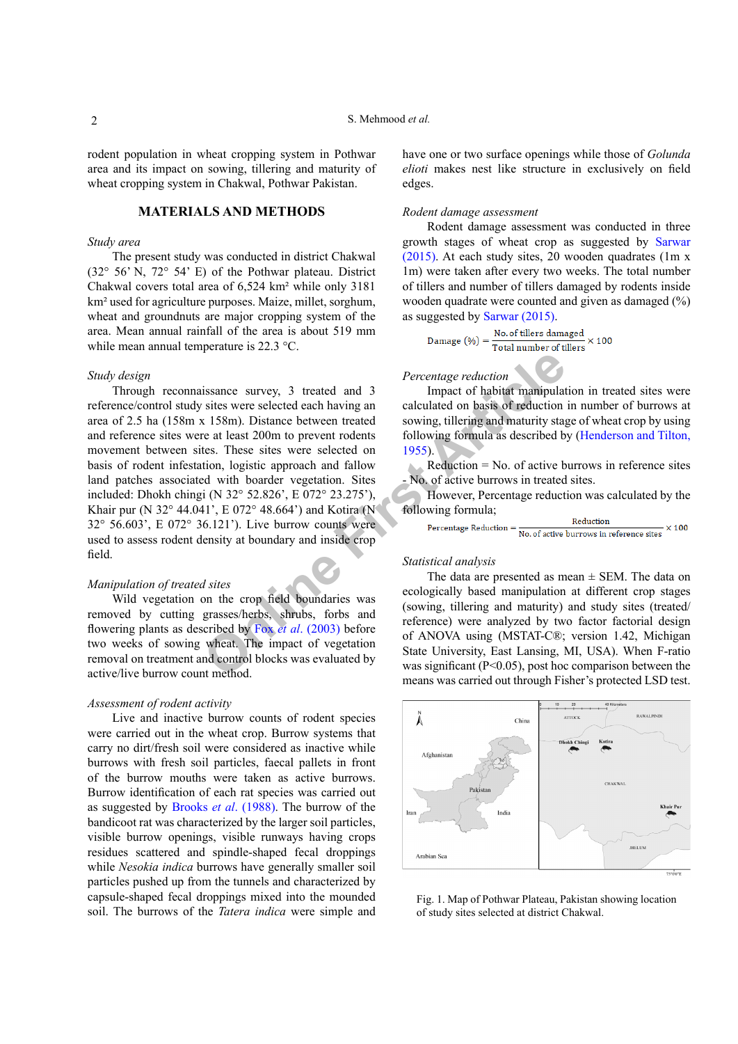rodent population in wheat cropping system in Pothwar area and its impact on sowing, tillering and maturity of wheat cropping system in Chakwal, Pothwar Pakistan.

## MATERIALS AND METHODS

*Study area*

The present study was conducted in district Chakwal (32° 56' N, 72° 54' E) of the Pothwar plateau. District Chakwal covers total area of 6,524 km² while only 3181 km² used for agriculture purposes. Maize, millet, sorghum, wheat and groundnuts are major cropping system of the area. Mean annual rainfall of the area is about 519 mm while mean annual temperature is 22.3 °C.

*Study design*

Through reconnaissance survey, 3 treated and 3 reference/control study sites were selected each having an area of 2.5 ha (158m x 158m). Distance between treated and reference sites were at least 200m to prevent rodents movement between sites. These sites were selected on basis of rodent infestation, logistic approach and fallow land patches associated with boarder vegetation. Sites included: Dhokh chingi (N 32° 52.826', E 072° 23.275'), Khair pur (N 32° 44.041', E 072° 48.664') and Kotira (N 32° 56.603', E 072° 36.121'). Live burrow counts were used to assess rodent density at boundary and inside crop field.

*Manipulation of treated sites*

Wild vegetation on the crop field boundaries was removed by cutting grasses/herbs, shrubs, forbs and flowering plants as described by Fox *et al*. (2003) before two weeks of sowing wheat. The impact of vegetation removal on treatment and control blocks was evaluated by active/live burrow count method.

*Assessment of rodent activity*

Live and inactive burrow counts of rodent species were carried out in the wheat crop. Burrow systems that carry no dirt/fresh soil were considered as inactive while burrows with fresh soil particles, faecal pallets in front of the burrow mouths were taken as active burrows. Burrow identification of each rat species was carried out as suggested by Brooks *et al*. (1988). The burrow of the bandicoot rat was characterized by the larger soil particles, visible burrow openings, visible runways having crops residues scattered and spindle-shaped fecal droppings while *Nesokia indica* burrows have generally smaller soil particles pushed up from the tunnels and characterized by capsule-shaped fecal droppings mixed into the mounded soil. The burrows of the *Tatera indica* were simple and have one or two surface openings while those of *Golunda elioti* makes nest like structure in exclusively on field edges.

*Rodent damage assessment*

Rodent damage assessment was conducted in three growth stages of wheat crop as suggested by Sarwar (2015). At each study sites, 20 wooden quadrates (1m x 1m) were taken after every two weeks. The total number of tillers and number of tillers damaged by rodents inside wooden quadrate were counted and given as damaged (%) as suggested by Sarwar (2015).

$$\text{Damage (\%)} = \frac{\text{No. of tillers damaged}}{\text{Total number of tillers}} \times 100$$

*Percentage reduction*

Impact of habitat manipulation in treated sites were calculated on basis of reduction in number of burrows at sowing, tillering and maturity stage of wheat crop by using following formula as described by (Henderson and Tilton, 1955).

Reduction = No. of active burrows in reference sites - No. of active burrows in treated sites.

However, Percentage reduction was calculated by the following formula;

$$\text{Percentage Reduction} = \frac{\text{Reduction}}{\text{No. of active burrows in reference sites}} \times 100$$

*Statistical analysis*

The data are presented as mean ± SEM. The data on ecologically based manipulation at different crop stages (sowing, tillering and maturity) and study sites (treated/reference) were analyzed by two factor factorial design of ANOVA using (MSTAT-C®; version 1.42, Michigan State University, East Lansing, MI, USA). When F-ratio was significant ($P<0.05$), post hoc comparison between the means was carried out through Fisher's protected LSD test.

Fig. 1. Map of Pothwar Plateau, Pakistan showing location of study sites selected at district Chakwal.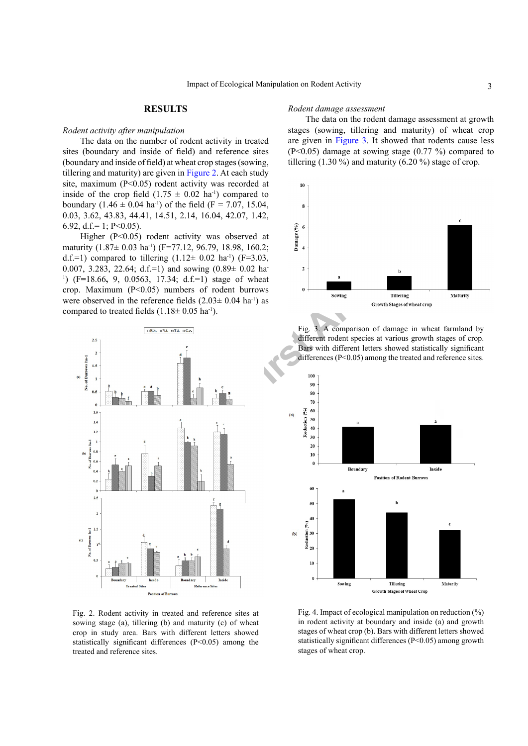## RESULTS

*Rodent activity after manipulation*

The data on the number of rodent activity in treated sites (boundary and inside of field) and reference sites (boundary and inside of field) at wheat crop stages (sowing, tillering and maturity) are given in Figure 2. At each study site, maximum ($P<0.05$) rodent activity was recorded at inside of the crop field ($1.75 \pm 0.02$ $ha^{-1}$) compared to boundary ($1.46 \pm 0.04$ $ha^{-1}$) of the field (F = 7.07, 15.04, 0.03, 3.62, 43.83, 44.41, 14.51, 2.14, 16.04, 42.07, 1.42, 6.92, d.f.= 1; $P<0.05$).

Higher ($P<0.05$) rodent activity was observed at maturity ($1.87 \pm 0.03$ $ha^{-1}$) (F=77.12, 96.79, 18.98, 160.2; d.f.=1) compared to tillering ($1.12 \pm 0.02$ $ha^{-1}$) (F=3.03, 0.007, 3.283, 22.64; d.f.=1) and sowing ($0.89 \pm 0.02$ $ha^{-1}$) (F=18.66, 9, 0.0563, 17.34; d.f.=1) stage of wheat crop. Maximum ($P<0.05$) numbers of rodent burrows were observed in the reference fields ($2.03 \pm 0.04$ $ha^{-1}$) as compared to treated fields ($1.18 \pm 0.05$ $ha^{-1}$).

Fig. 2. Rodent activity in treated and reference sites at sowing stage (a), tillering (b) and maturity (c) of wheat crop in study area. Bars with different letters showed statistically significant differences ($P<0.05$) among the treated and reference sites.

*Rodent damage assessment*

The data on the rodent damage assessment at growth stages (sowing, tillering and maturity) of wheat crop are given in Figure 3. It showed that rodents cause less ($P<0.05$) damage at sowing stage (0.77 %) compared to tillering (1.30 %) and maturity (6.20 %) stage of crop.

Fig. 3. A comparison of damage in wheat farmland by different rodent species at various growth stages of crop. Bars with different letters showed statistically significant differences ($P<0.05$) among the treated and reference sites.

Fig. 4. Impact of ecological manipulation on reduction (%) in rodent activity at boundary and inside (a) and growth stages of wheat crop (b). Bars with different letters showed statistically significant differences ($P<0.05$) among growth stages of wheat crop.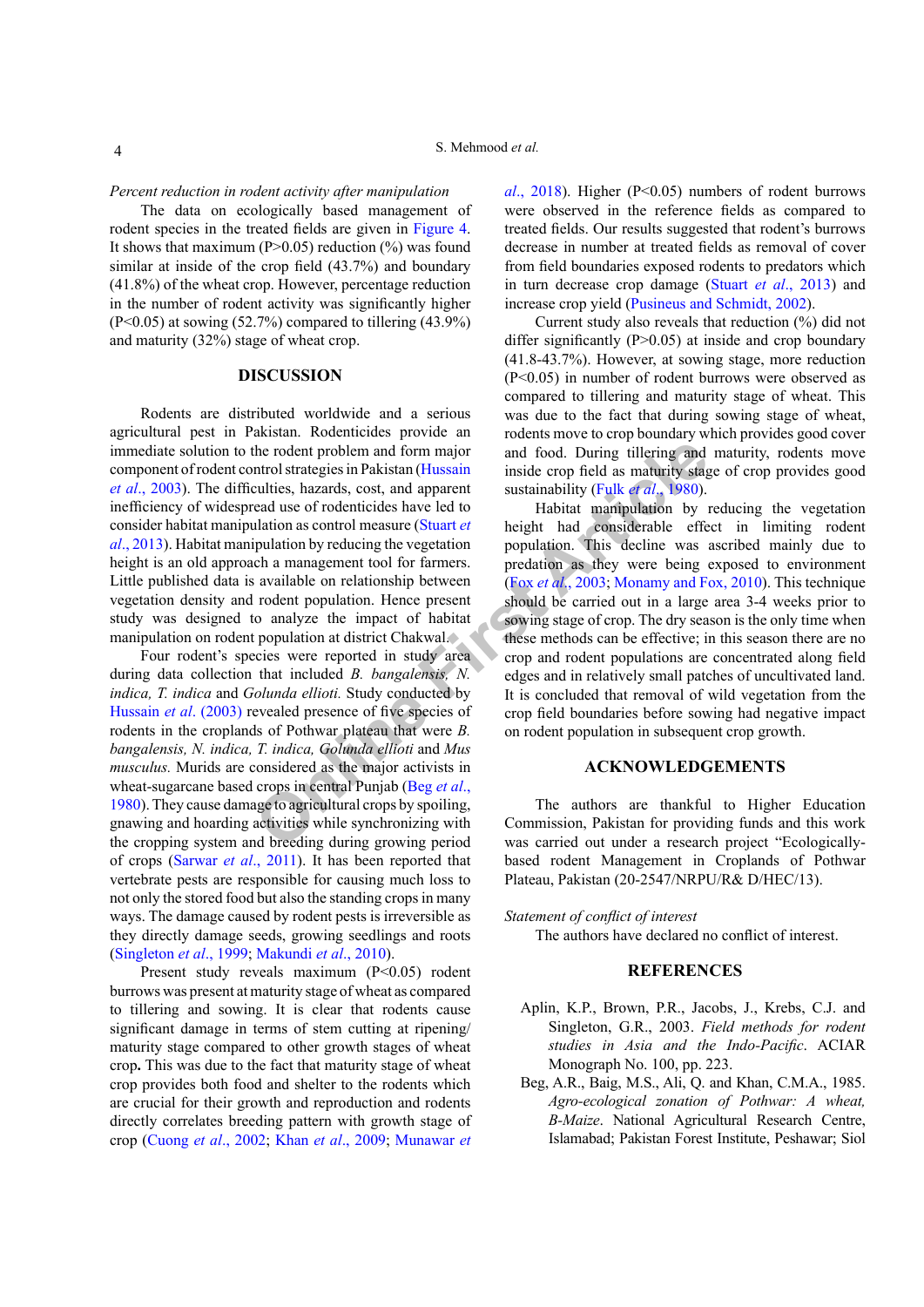*Percent reduction in rodent activity after manipulation*

The data on ecologically based management of rodent species in the treated fields are given in Figure 4. It shows that maximum ($P>0.05$) reduction (%) was found similar at inside of the crop field (43.7%) and boundary (41.8%) of the wheat crop. However, percentage reduction in the number of rodent activity was significantly higher ($P<0.05$) at sowing (52.7%) compared to tillering (43.9%) and maturity (32%) stage of wheat crop.

## DISCUSSION

Rodents are distributed worldwide and a serious agricultural pest in Pakistan. Rodenticides provide an immediate solution to the rodent problem and form major component of rodent control strategies in Pakistan (Hussain *et al*., 2003). The difficulties, hazards, cost, and apparent inefficiency of widespread use of rodenticides have led to consider habitat manipulation as control measure (Stuart *et al*., 2013). Habitat manipulation by reducing the vegetation height is an old approach a management tool for farmers. Little published data is available on relationship between vegetation density and rodent population. Hence present study was designed to analyze the impact of habitat manipulation on rodent population at district Chakwal.

Four rodent's species were reported in study area during data collection that included *B. bangalensis, N. indica, T. indica* and *Golunda ellioti.* Study conducted by Hussain *et al*. (2003) revealed presence of five species of rodents in the croplands of Pothwar plateau that were *B. bangalensis, N. indica, T. indica, Golunda ellioti* and *Mus musculus.* Murids are considered as the major activists in wheat-sugarcane based crops in central Punjab (Beg *et al*., 1980). They cause damage to agricultural crops by spoiling, gnawing and hoarding activities while synchronizing with the cropping system and breeding during growing period of crops (Sarwar *et al*., 2011). It has been reported that vertebrate pests are responsible for causing much loss to not only the stored food but also the standing crops in many ways. The damage caused by rodent pests is irreversible as they directly damage seeds, growing seedlings and roots (Singleton *et al*., 1999; Makundi *et al*., 2010).

Present study reveals maximum ($P<0.05$) rodent burrows was present at maturity stage of wheat as compared to tillering and sowing. It is clear that rodents cause significant damage in terms of stem cutting at ripening/maturity stage compared to other growth stages of wheat crop**.** This was due to the fact that maturity stage of wheat crop provides both food and shelter to the rodents which are crucial for their growth and reproduction and rodents directly correlates breeding pattern with growth stage of crop (Cuong *et al*., 2002; Khan *et al*., 2009; Munawar *et al*., 2018). Higher ($P<0.05$) numbers of rodent burrows were observed in the reference fields as compared to treated fields. Our results suggested that rodent's burrows decrease in number at treated fields as removal of cover from field boundaries exposed rodents to predators which in turn decrease crop damage (Stuart *et al*., 2013) and increase crop yield (Pusineus and Schmidt, 2002).

Current study also reveals that reduction (%) did not differ significantly ($P>0.05$) at inside and crop boundary (41.8-43.7%). However, at sowing stage, more reduction ($P<0.05$) in number of rodent burrows were observed as compared to tillering and maturity stage of wheat. This was due to the fact that during sowing stage of wheat, rodents move to crop boundary which provides good cover and food. During tillering and maturity, rodents move inside crop field as maturity stage of crop provides good sustainability (Fulk *et al*., 1980).

Habitat manipulation by reducing the vegetation height had considerable effect in limiting rodent population. This decline was ascribed mainly due to predation as they were being exposed to environment (Fox *et al*., 2003; Monamy and Fox, 2010). This technique should be carried out in a large area 3-4 weeks prior to sowing stage of crop. The dry season is the only time when these methods can be effective; in this season there are no crop and rodent populations are concentrated along field edges and in relatively small patches of uncultivated land. It is concluded that removal of wild vegetation from the crop field boundaries before sowing had negative impact on rodent population in subsequent crop growth.

## ACKNOWLEDGEMENTS

The authors are thankful to Higher Education Commission, Pakistan for providing funds and this work was carried out under a research project "Ecologically-based rodent Management in Croplands of Pothwar Plateau, Pakistan (20-2547/NRPU/R& D/HEC/13).

*Statement of conflict of interest*

The authors have declared no conflict of interest.

## REFERENCES

Aplin, K.P., Brown, P.R., Jacobs, J., Krebs, C.J. and Singleton, G.R., 2003. *Field methods for rodent studies in Asia and the Indo-Pacific*. ACIAR Monograph No. 100, pp. 223.

Beg, A.R., Baig, M.S., Ali, Q. and Khan, C.M.A., 1985. *Agro-ecological zonation of Pothwar: A wheat, B-Maize*. National Agricultural Research Centre, Islamabad; Pakistan Forest Institute, Peshawar; Siol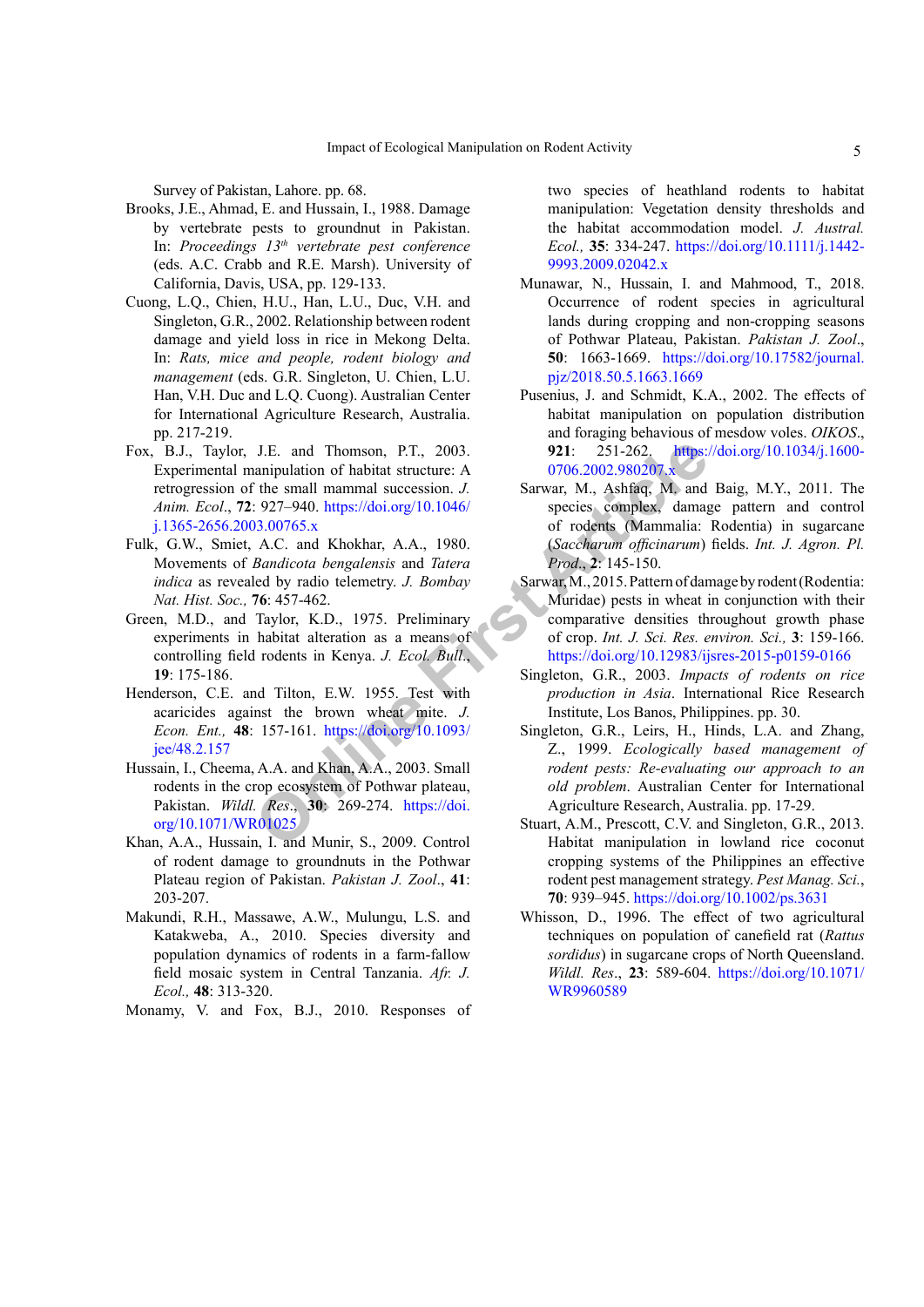Survey of Pakistan, Lahore. pp. 68.

Brooks, J.E., Ahmad, E. and Hussain, I., 1988. Damage by vertebrate pests to groundnut in Pakistan. In: *Proceedings 13th vertebrate pest conference* (eds. A.C. Crabb and R.E. Marsh). University of California, Davis, USA, pp. 129-133.

Cuong, L.Q., Chien, H.U., Han, L.U., Duc, V.H. and Singleton, G.R., 2002. Relationship between rodent damage and yield loss in rice in Mekong Delta. In: *Rats, mice and people, rodent biology and management* (eds. G.R. Singleton, U. Chien, L.U. Han, V.H. Duc and L.Q. Cuong). Australian Center for International Agriculture Research, Australia. pp. 217-219.

Fox, B.J., Taylor, J.E. and Thomson, P.T., 2003. Experimental manipulation of habitat structure: A retrogression of the small mammal succession. *J. Anim. Ecol*., **72**: 927–940. https://doi.org/10.1046/j.1365-2656.2003.00765.x

Fulk, G.W., Smiet, A.C. and Khokhar, A.A., 1980. Movements of *Bandicota bengalensis* and *Tatera indica* as revealed by radio telemetry. *J. Bombay Nat. Hist. Soc.,* **76**: 457-462.

Green, M.D., and Taylor, K.D., 1975. Preliminary experiments in habitat alteration as a means of controlling field rodents in Kenya. *J. Ecol. Bull*., **19**: 175-186.

Henderson, C.E. and Tilton, E.W. 1955. Test with acaricides against the brown wheat mite. *J. Econ. Ent.,* **48**: 157-161. https://doi.org/10.1093/jee/48.2.157

Hussain, I., Cheema, A.A. and Khan, A.A., 2003. Small rodents in the crop ecosystem of Pothwar plateau, Pakistan. *Wildl. Res*., **30**: 269-274. https://doi.org/10.1071/WR01025

Khan, A.A., Hussain, I. and Munir, S., 2009. Control of rodent damage to groundnuts in the Pothwar Plateau region of Pakistan. *Pakistan J. Zool*., **41**: 203-207.

Makundi, R.H., Massawe, A.W., Mulungu, L.S. and Katakweba, A., 2010. Species diversity and population dynamics of rodents in a farm-fallow field mosaic system in Central Tanzania. *Afr. J. Ecol.,* **48**: 313-320.

Monamy, V. and Fox, B.J., 2010. Responses of two species of heathland rodents to habitat manipulation: Vegetation density thresholds and the habitat accommodation model. *J. Austral. Ecol.,* **35**: 334-247. https://doi.org/10.1111/j.1442-9993.2009.02042.x

Munawar, N., Hussain, I. and Mahmood, T., 2018. Occurrence of rodent species in agricultural lands during cropping and non-cropping seasons of Pothwar Plateau, Pakistan. *Pakistan J. Zool*., **50**: 1663-1669. https://doi.org/10.17582/journal.pjz/2018.50.5.1663.1669

Pusenius, J. and Schmidt, K.A., 2002. The effects of habitat manipulation on population distribution and foraging behavious of mesdow voles. *OIKOS*., **921**: 251-262. https://doi.org/10.1034/j.1600-0706.2002.980207.x

Sarwar, M., Ashfaq, M. and Baig, M.Y., 2011. The species complex, damage pattern and control of rodents (Mammalia: Rodentia) in sugarcane (*Saccharum officinarum*) fields. *Int. J. Agron. Pl. Prod*., **2**: 145-150.

Sarwar, M., 2015. Pattern of damage by rodent (Rodentia: Muridae) pests in wheat in conjunction with their comparative densities throughout growth phase of crop. *Int. J. Sci. Res. environ. Sci.,* **3**: 159-166. https://doi.org/10.12983/ijsres-2015-p0159-0166

Singleton, G.R., 2003. *Impacts of rodents on rice production in Asia*. International Rice Research Institute, Los Banos, Philippines. pp. 30.

Singleton, G.R., Leirs, H., Hinds, L.A. and Zhang, Z., 1999. *Ecologically based management of rodent pests: Re-evaluating our approach to an old problem*. Australian Center for International Agriculture Research, Australia. pp. 17-29.

Stuart, A.M., Prescott, C.V. and Singleton, G.R., 2013. Habitat manipulation in lowland rice coconut cropping systems of the Philippines an effective rodent pest management strategy. *Pest Manag. Sci.*, **70**: 939–945. https://doi.org/10.1002/ps.3631

Whisson, D., 1996. The effect of two agricultural techniques on population of canefield rat (*Rattus sordidus*) in sugarcane crops of North Queensland. *Wildl. Res*., **23**: 589-604. https://doi.org/10.1071/WR9960589